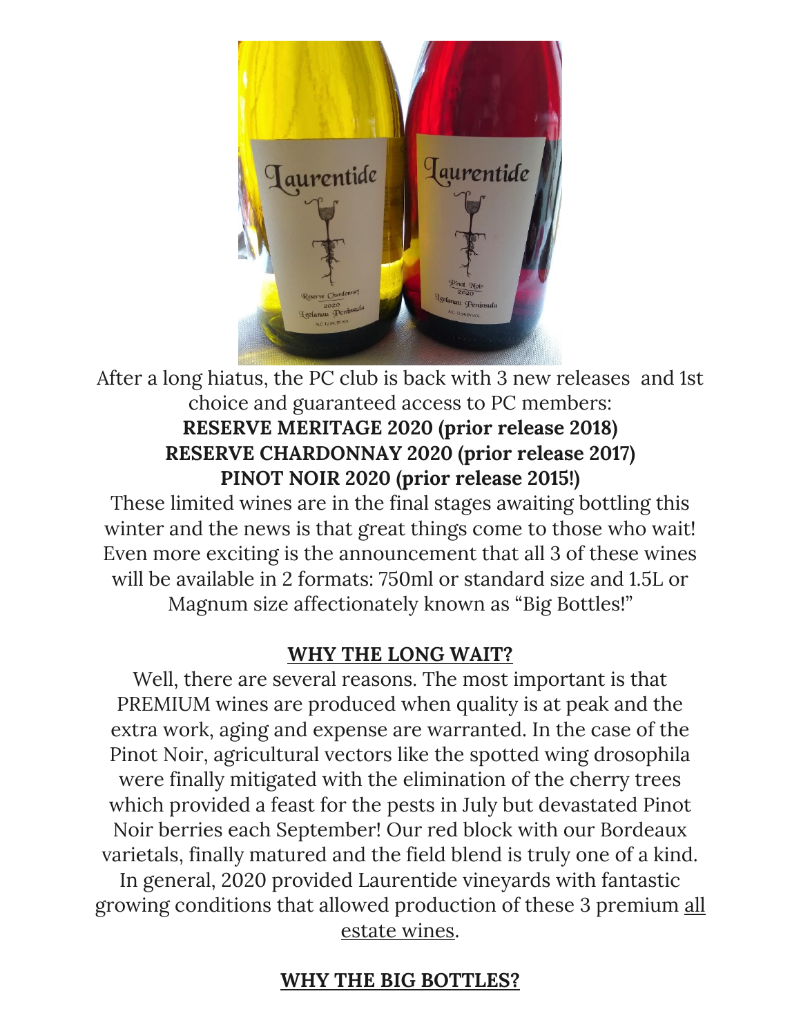After a long hiatus, the PC club is back with 3 new releases and 1st choice and guaranteed access to PC members:

**RESERVE MERITAGE 2020 (prior release 2018)**
**RESERVE CHARDONNAY 2020 (prior release 2017)**
**PINOT NOIR 2020 (prior release 2015!)**

These limited wines are in the final stages awaiting bottling this winter and the news is that great things come to those who wait! Even more exciting is the announcement that all 3 of these wines will be available in 2 formats: 750ml or standard size and 1.5L or Magnum size affectionately known as "Big Bottles!"

## WHY THE LONG WAIT?

Well, there are several reasons. The most important is that PREMIUM wines are produced when quality is at peak and the extra work, aging and expense are warranted. In the case of the Pinot Noir, agricultural vectors like the spotted wing drosophila were finally mitigated with the elimination of the cherry trees which provided a feast for the pests in July but devastated Pinot Noir berries each September! Our red block with our Bordeaux varietals, finally matured and the field blend is truly one of a kind. In general, 2020 provided Laurentide vineyards with fantastic growing conditions that allowed production of these 3 premium all estate wines.

## WHY THE BIG BOTTLES?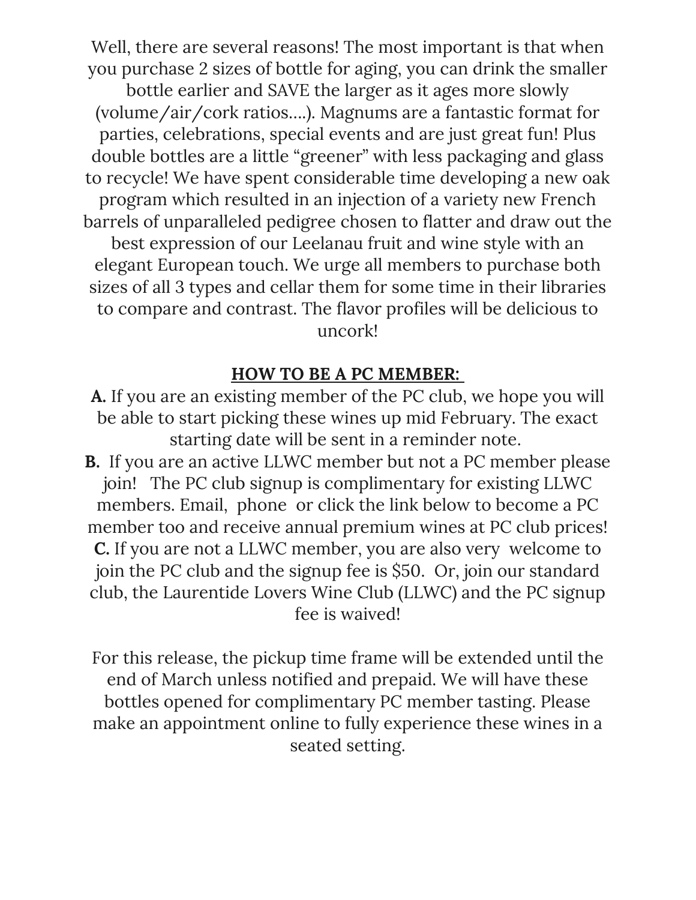Well, there are several reasons! The most important is that when you purchase 2 sizes of bottle for aging, you can drink the smaller bottle earlier and SAVE the larger as it ages more slowly (volume/air/cork ratios....). Magnums are a fantastic format for parties, celebrations, special events and are just great fun! Plus double bottles are a little "greener" with less packaging and glass to recycle! We have spent considerable time developing a new oak program which resulted in an injection of a variety new French barrels of unparalleled pedigree chosen to flatter and draw out the best expression of our Leelanau fruit and wine style with an elegant European touch. We urge all members to purchase both sizes of all 3 types and cellar them for some time in their libraries to compare and contrast. The flavor profiles will be delicious to uncork!

## HOW TO BE A PC MEMBER:

**A.** If you are an existing member of the PC club, we hope you will be able to start picking these wines up mid February. The exact starting date will be sent in a reminder note.

**B.** If you are an active LLWC member but not a PC member please join! The PC club signup is complimentary for existing LLWC members. Email, phone or click the link below to become a PC member too and receive annual premium wines at PC club prices!

**C.** If you are not a LLWC member, you are also very welcome to join the PC club and the signup fee is $50. Or, join our standard club, the Laurentide Lovers Wine Club (LLWC) and the PC signup fee is waived!

For this release, the pickup time frame will be extended until the end of March unless notified and prepaid. We will have these bottles opened for complimentary PC member tasting. Please make an appointment online to fully experience these wines in a seated setting.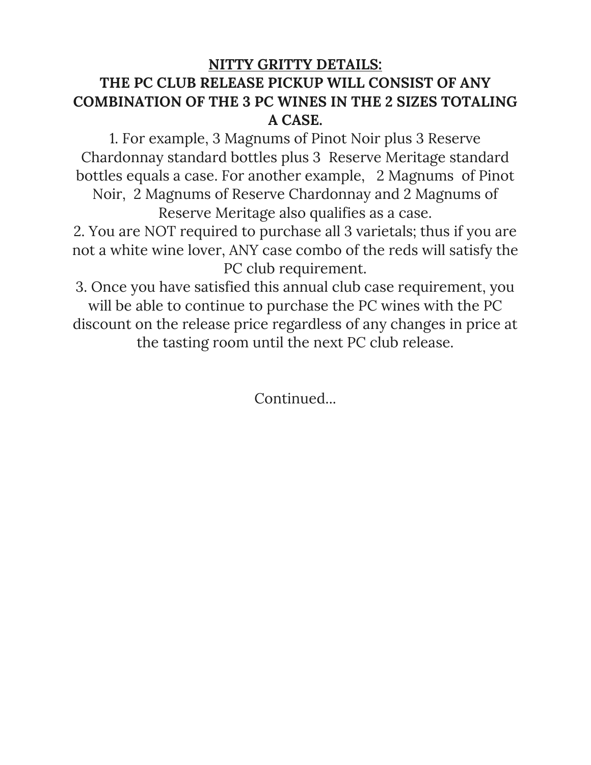**<u>NITTY GRITTY DETAILS:</u>**

**THE PC CLUB RELEASE PICKUP WILL CONSIST OF ANY COMBINATION OF THE 3 PC WINES IN THE 2 SIZES TOTALING A CASE.**

1. For example, 3 Magnums of Pinot Noir plus 3 Reserve Chardonnay standard bottles plus 3 Reserve Meritage standard bottles equals a case. For another example, 2 Magnums of Pinot Noir, 2 Magnums of Reserve Chardonnay and 2 Magnums of Reserve Meritage also qualifies as a case.
2. You are NOT required to purchase all 3 varietals; thus if you are not a white wine lover, ANY case combo of the reds will satisfy the PC club requirement.
3. Once you have satisfied this annual club case requirement, you will be able to continue to purchase the PC wines with the PC discount on the release price regardless of any changes in price at the tasting room until the next PC club release.

Continued...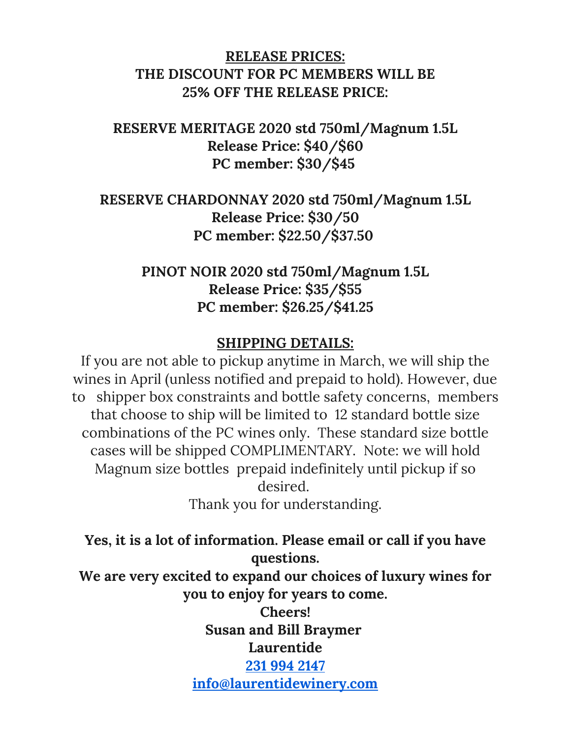**<u>RELEASE PRICES:</u>**
**THE DISCOUNT FOR PC MEMBERS WILL BE 25% OFF THE RELEASE PRICE:**

**RESERVE MERITAGE 2020 std 750ml/Magnum 1.5L**
**Release Price: $40/$60**
**PC member: $30/$45**

**RESERVE CHARDONNAY 2020 std 750ml/Magnum 1.5L**
**Release Price: $30/50**
**PC member: $22.50/$37.50**

**PINOT NOIR 2020 std 750ml/Magnum 1.5L**
**Release Price: $35/$55**
**PC member: $26.25/$41.25**

**<u>SHIPPING DETAILS:</u>**

If you are not able to pickup anytime in March, we will ship the wines in April (unless notified and prepaid to hold). However, due to shipper box constraints and bottle safety concerns, members that choose to ship will be limited to 12 standard bottle size combinations of the PC wines only. These standard size bottle cases will be shipped COMPLIMENTARY. Note: we will hold Magnum size bottles prepaid indefinitely until pickup if so desired.
Thank you for understanding.

**Yes, it is a lot of information. Please email or call if you have questions.**
**We are very excited to expand our choices of luxury wines for you to enjoy for years to come.**
**Cheers!**
**Susan and Bill Braymer**
**Laurentide**
**231 994 2147**
**info@laurentidewinery.com**